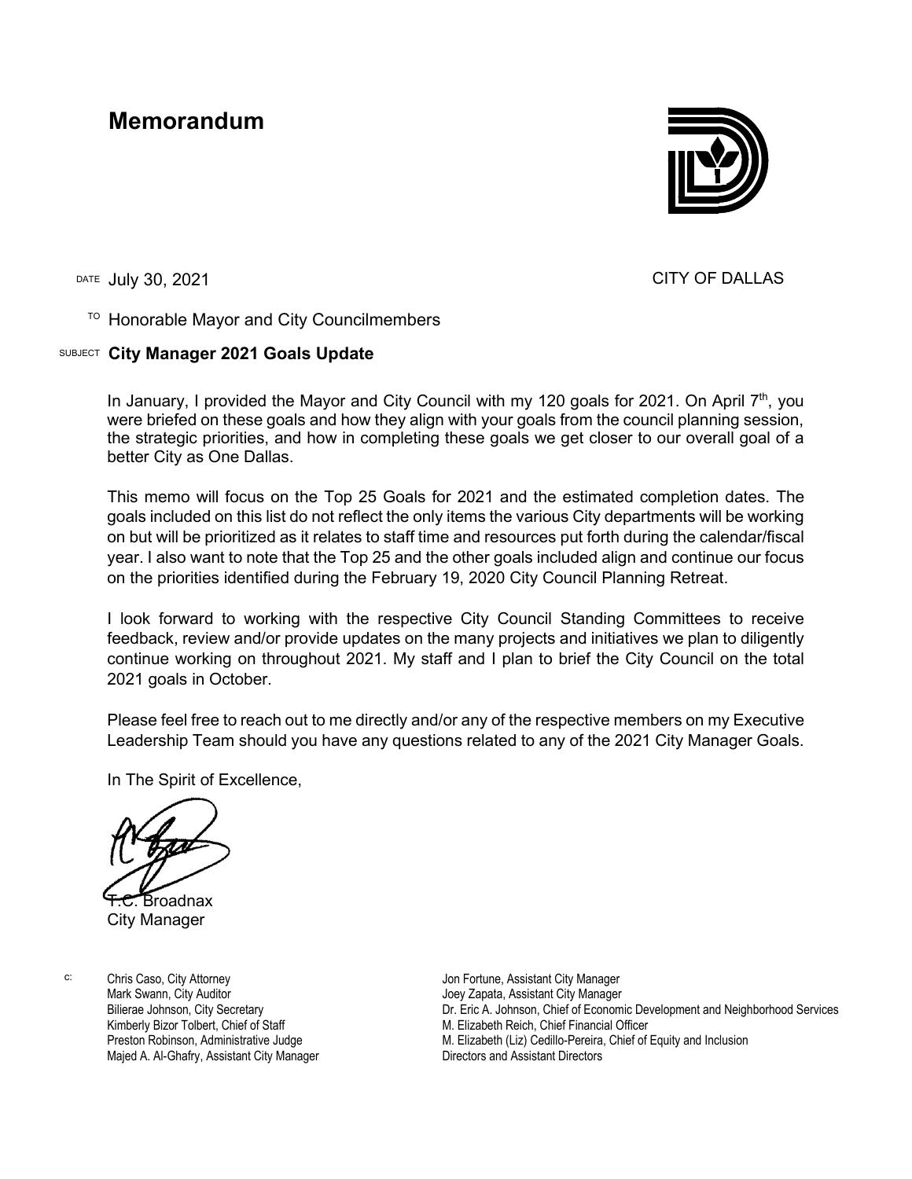# Memorandum

DATE July 30, 2021

CITY OF DALLAS

TO Honorable Mayor and City Councilmembers

SUBJECT **City Manager 2021 Goals Update**

In January, I provided the Mayor and City Council with my 120 goals for 2021. On April 7th, you were briefed on these goals and how they align with your goals from the council planning session, the strategic priorities, and how in completing these goals we get closer to our overall goal of a better City as One Dallas.

This memo will focus on the Top 25 Goals for 2021 and the estimated completion dates. The goals included on this list do not reflect the only items the various City departments will be working on but will be prioritized as it relates to staff time and resources put forth during the calendar/fiscal year. I also want to note that the Top 25 and the other goals included align and continue our focus on the priorities identified during the February 19, 2020 City Council Planning Retreat.

I look forward to working with the respective City Council Standing Committees to receive feedback, review and/or provide updates on the many projects and initiatives we plan to diligently continue working on throughout 2021. My staff and I plan to brief the City Council on the total 2021 goals in October.

Please feel free to reach out to me directly and/or any of the respective members on my Executive Leadership Team should you have any questions related to any of the 2021 City Manager Goals.

In The Spirit of Excellence,

T.C. Broadnax
City Manager

c:
Chris Caso, City Attorney
Mark Swann, City Auditor
Bilierae Johnson, City Secretary
Kimberly Bizor Tolbert, Chief of Staff
Preston Robinson, Administrative Judge
Majed A. Al-Ghafry, Assistant City Manager
Jon Fortune, Assistant City Manager
Joey Zapata, Assistant City Manager
Dr. Eric A. Johnson, Chief of Economic Development and Neighborhood Services
M. Elizabeth Reich, Chief Financial Officer
M. Elizabeth (Liz) Cedillo-Pereira, Chief of Equity and Inclusion
Directors and Assistant Directors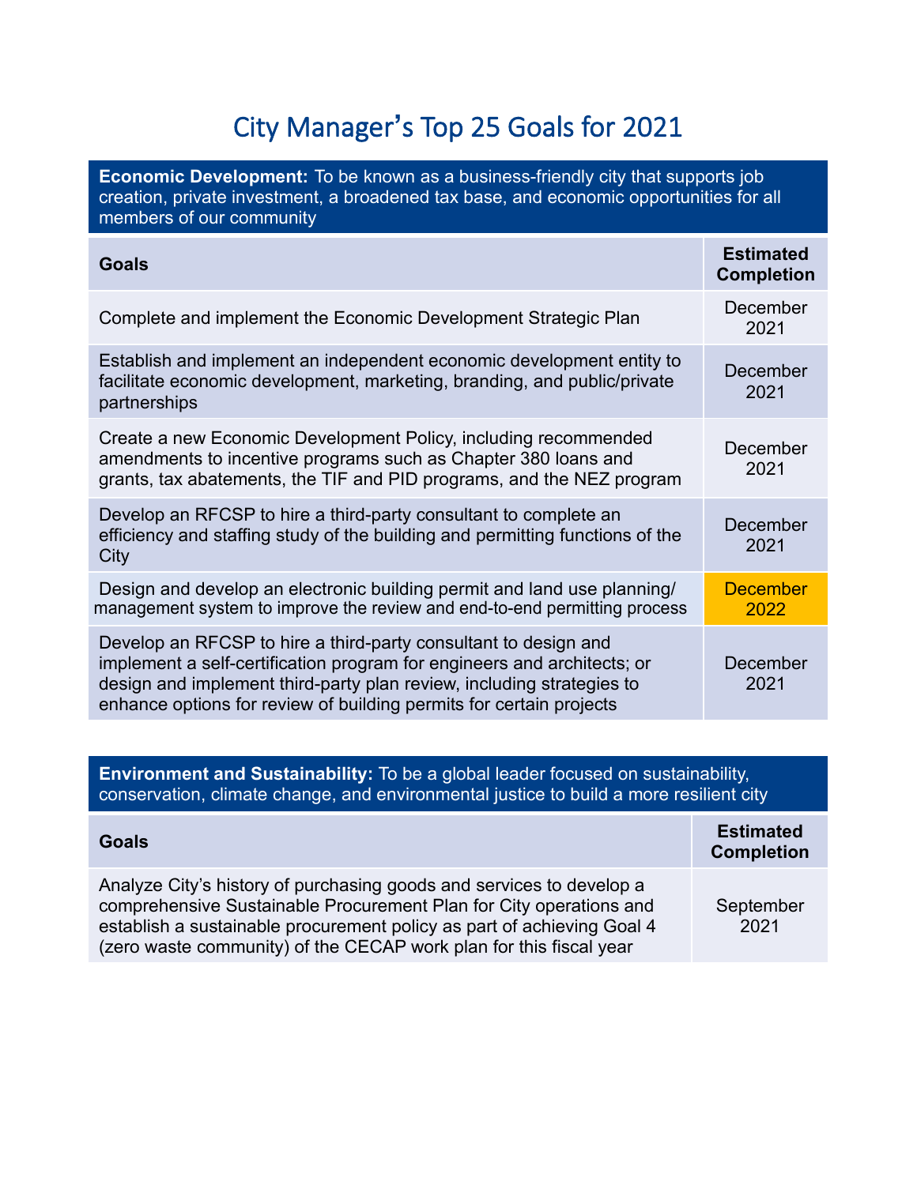# City Manager's Top 25 Goals for 2021

**Economic Development:** To be known as a business-friendly city that supports job creation, private investment, a broadened tax base, and economic opportunities for all members of our community

| Goals | Estimated Completion |
|---|---|
| Complete and implement the Economic Development Strategic Plan | December 2021 |
| Establish and implement an independent economic development entity to facilitate economic development, marketing, branding, and public/private partnerships | December 2021 |
| Create a new Economic Development Policy, including recommended amendments to incentive programs such as Chapter 380 loans and grants, tax abatements, the TIF and PID programs, and the NEZ program | December 2021 |
| Develop an RFCSP to hire a third-party consultant to complete an efficiency and staffing study of the building and permitting functions of the City | December 2021 |
| Design and develop an electronic building permit and land use planning/ management system to improve the review and end-to-end permitting process | December 2022 |
| Develop an RFCSP to hire a third-party consultant to design and implement a self-certification program for engineers and architects; or design and implement third-party plan review, including strategies to enhance options for review of building permits for certain projects | December 2021 |

**Environment and Sustainability:** To be a global leader focused on sustainability, conservation, climate change, and environmental justice to build a more resilient city

| Goals | Estimated Completion |
|---|---|
| Analyze City's history of purchasing goods and services to develop a comprehensive Sustainable Procurement Plan for City operations and establish a sustainable procurement policy as part of achieving Goal 4 (zero waste community) of the CECAP work plan for this fiscal year | September 2021 |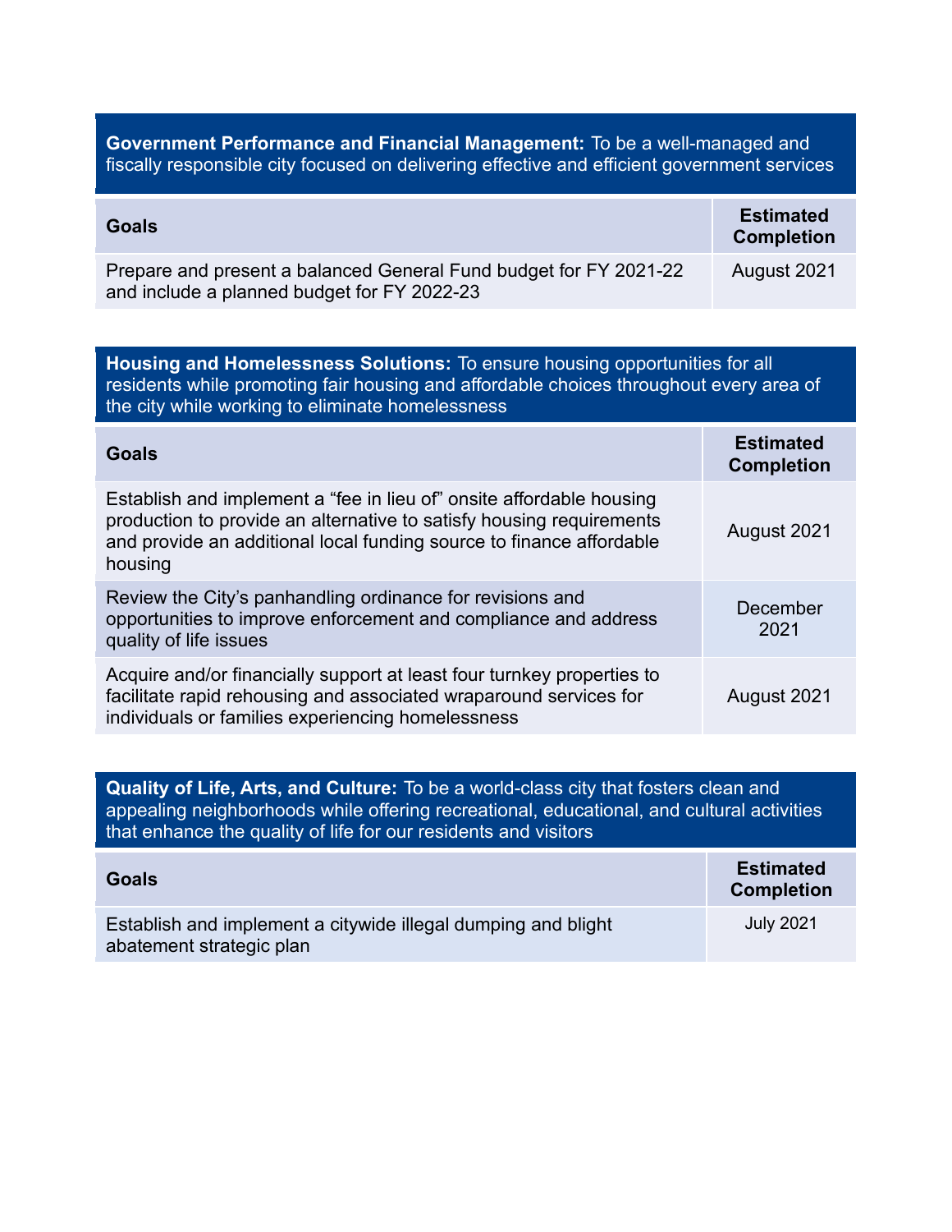**Government Performance and Financial Management:** To be a well-managed and fiscally responsible city focused on delivering effective and efficient government services

| Goals | Estimated Completion |
| --- | --- |
| Prepare and present a balanced General Fund budget for FY 2021-22 and include a planned budget for FY 2022-23 | August 2021 |

**Housing and Homelessness Solutions:** To ensure housing opportunities for all residents while promoting fair housing and affordable choices throughout every area of the city while working to eliminate homelessness

| Goals | Estimated Completion |
| --- | --- |
| Establish and implement a "fee in lieu of" onsite affordable housing production to provide an alternative to satisfy housing requirements and provide an additional local funding source to finance affordable housing | August 2021 |
| Review the City's panhandling ordinance for revisions and opportunities to improve enforcement and compliance and address quality of life issues | December 2021 |
| Acquire and/or financially support at least four turnkey properties to facilitate rapid rehousing and associated wraparound services for individuals or families experiencing homelessness | August 2021 |

**Quality of Life, Arts, and Culture:** To be a world-class city that fosters clean and appealing neighborhoods while offering recreational, educational, and cultural activities that enhance the quality of life for our residents and visitors

| Goals | Estimated Completion |
| --- | --- |
| Establish and implement a citywide illegal dumping and blight abatement strategic plan | July 2021 |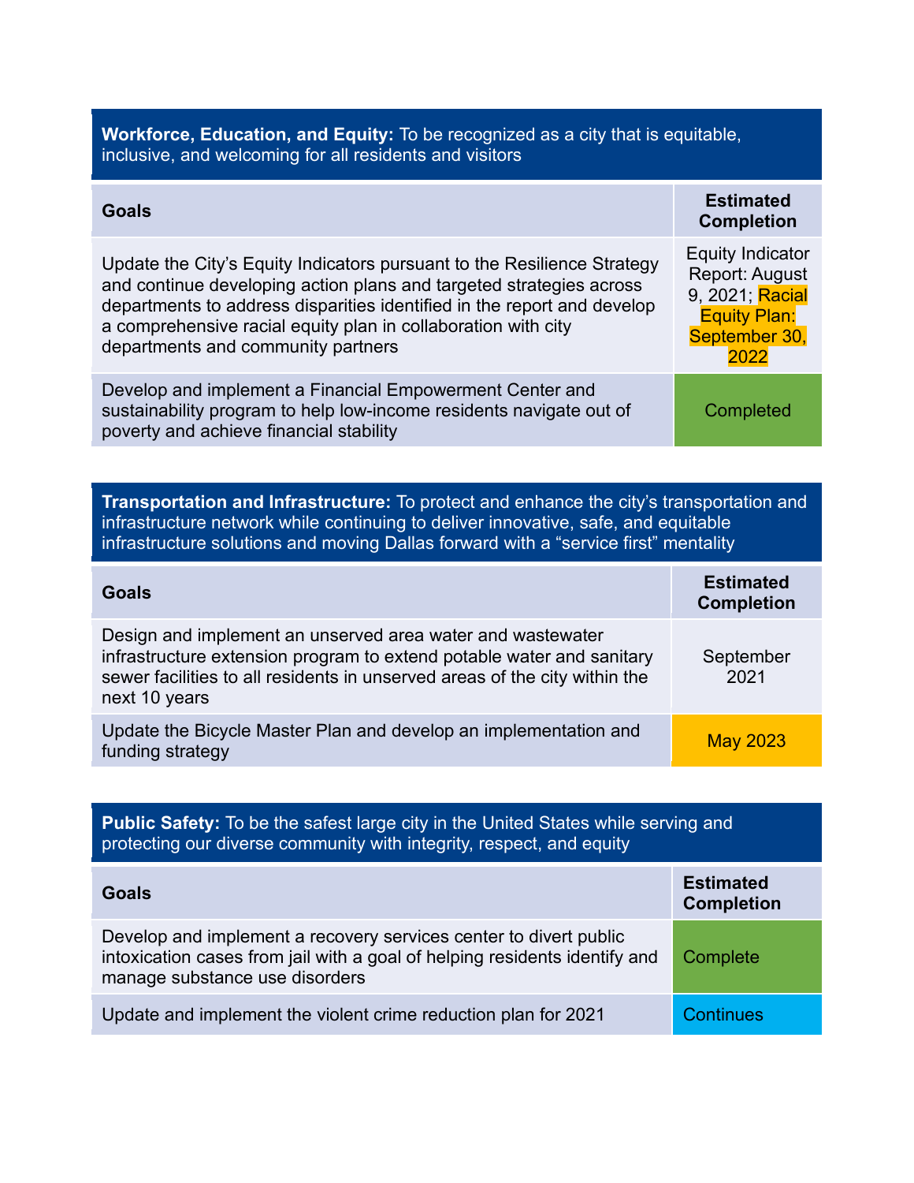**Workforce, Education, and Equity:** To be recognized as a city that is equitable, inclusive, and welcoming for all residents and visitors

| Goals | Estimated Completion |
|---|---|
| Update the City's Equity Indicators pursuant to the Resilience Strategy and continue developing action plans and targeted strategies across departments to address disparities identified in the report and develop a comprehensive racial equity plan in collaboration with city departments and community partners | Equity Indicator Report: August 9, 2021; Racial Equity Plan: September 30, 2022 |
| Develop and implement a Financial Empowerment Center and sustainability program to help low-income residents navigate out of poverty and achieve financial stability | Completed |

**Transportation and Infrastructure:** To protect and enhance the city's transportation and infrastructure network while continuing to deliver innovative, safe, and equitable infrastructure solutions and moving Dallas forward with a "service first" mentality

| Goals | Estimated Completion |
|---|---|
| Design and implement an unserved area water and wastewater infrastructure extension program to extend potable water and sanitary sewer facilities to all residents in unserved areas of the city within the next 10 years | September 2021 |
| Update the Bicycle Master Plan and develop an implementation and funding strategy | May 2023 |

**Public Safety:** To be the safest large city in the United States while serving and protecting our diverse community with integrity, respect, and equity

| Goals | Estimated Completion |
|---|---|
| Develop and implement a recovery services center to divert public intoxication cases from jail with a goal of helping residents identify and manage substance use disorders | Complete |
| Update and implement the violent crime reduction plan for 2021 | Continues |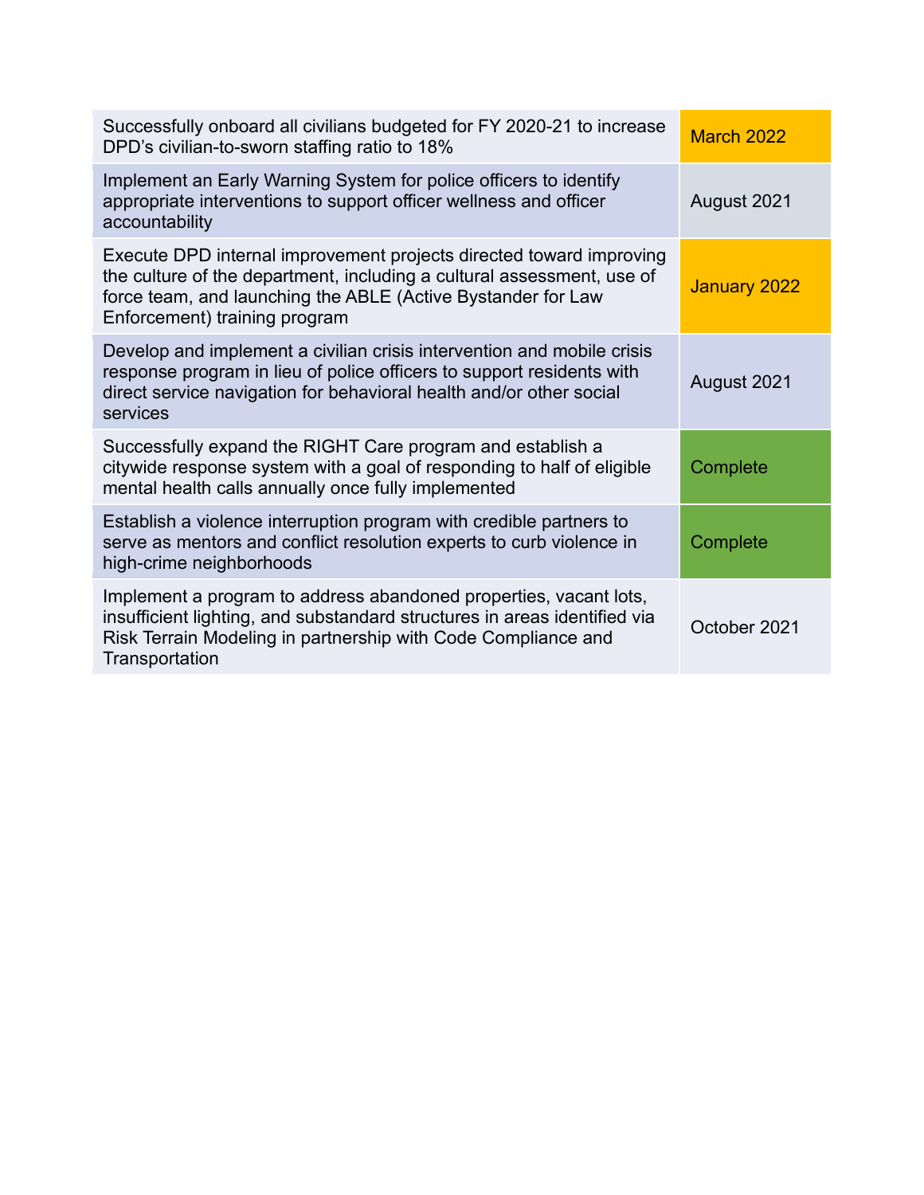| | |
|---|---|
| Successfully onboard all civilians budgeted for FY 2020-21 to increase DPD's civilian-to-sworn staffing ratio to 18% | March 2022 |
| Implement an Early Warning System for police officers to identify appropriate interventions to support officer wellness and officer accountability | August 2021 |
| Execute DPD internal improvement projects directed toward improving the culture of the department, including a cultural assessment, use of force team, and launching the ABLE (Active Bystander for Law Enforcement) training program | January 2022 |
| Develop and implement a civilian crisis intervention and mobile crisis response program in lieu of police officers to support residents with direct service navigation for behavioral health and/or other social services | August 2021 |
| Successfully expand the RIGHT Care program and establish a citywide response system with a goal of responding to half of eligible mental health calls annually once fully implemented | Complete |
| Establish a violence interruption program with credible partners to serve as mentors and conflict resolution experts to curb violence in high-crime neighborhoods | Complete |
| Implement a program to address abandoned properties, vacant lots, insufficient lighting, and substandard structures in areas identified via Risk Terrain Modeling in partnership with Code Compliance and Transportation | October 2021 |